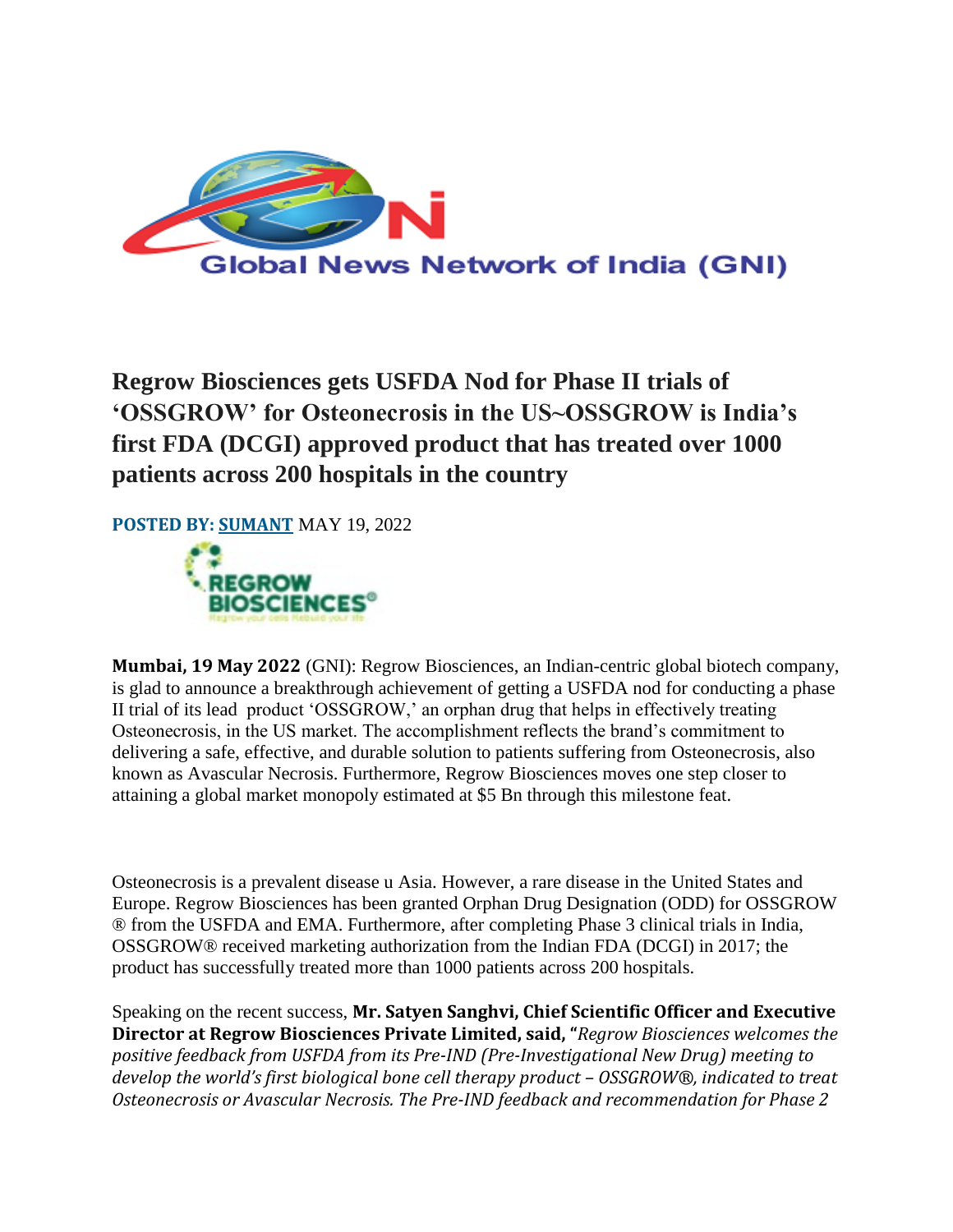# Regrow Biosciences gets USFDA Nod for Phase II trials of 'OSSGROW' for Osteonecrosis in the US~OSSGROW is India's first FDA (DCGI) approved product that has treated over 1000 patients across 200 hospitals in the country

**POSTED BY: SUMANT** MAY 19, 2022

**Mumbai, 19 May 2022** (GNI): Regrow Biosciences, an Indian-centric global biotech company, is glad to announce a breakthrough achievement of getting a USFDA nod for conducting a phase II trial of its lead product 'OSSGROW,' an orphan drug that helps in effectively treating Osteonecrosis, in the US market. The accomplishment reflects the brand's commitment to delivering a safe, effective, and durable solution to patients suffering from Osteonecrosis, also known as Avascular Necrosis. Furthermore, Regrow Biosciences moves one step closer to attaining a global market monopoly estimated at $5 Bn through this milestone feat.

Osteonecrosis is a prevalent disease u Asia. However, a rare disease in the United States and Europe. Regrow Biosciences has been granted Orphan Drug Designation (ODD) for OSSGROW ® from the USFDA and EMA. Furthermore, after completing Phase 3 clinical trials in India, OSSGROW® received marketing authorization from the Indian FDA (DCGI) in 2017; the product has successfully treated more than 1000 patients across 200 hospitals.

Speaking on the recent success, **Mr. Satyen Sanghvi, Chief Scientific Officer and Executive Director at Regrow Biosciences Private Limited, said, "***Regrow Biosciences welcomes the positive feedback from USFDA from its Pre-IND (Pre-Investigational New Drug) meeting to develop the world's first biological bone cell therapy product – OSSGROW®, indicated to treat Osteonecrosis or Avascular Necrosis. The Pre-IND feedback and recommendation for Phase 2*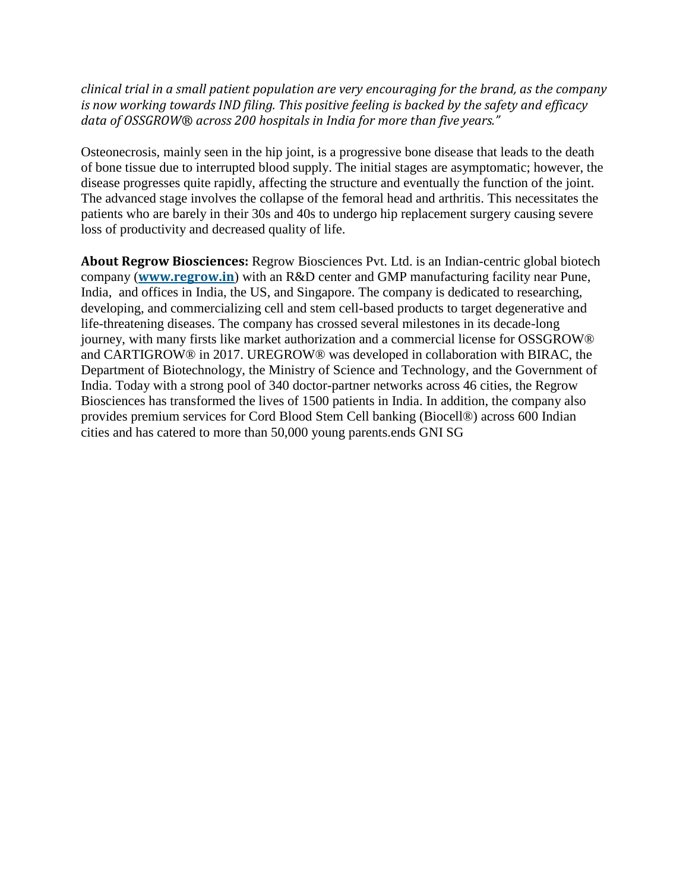*clinical trial in a small patient population are very encouraging for the brand, as the company is now working towards IND filing. This positive feeling is backed by the safety and efficacy data of OSSGROW® across 200 hospitals in India for more than five years."*

Osteonecrosis, mainly seen in the hip joint, is a progressive bone disease that leads to the death of bone tissue due to interrupted blood supply. The initial stages are asymptomatic; however, the disease progresses quite rapidly, affecting the structure and eventually the function of the joint. The advanced stage involves the collapse of the femoral head and arthritis. This necessitates the patients who are barely in their 30s and 40s to undergo hip replacement surgery causing severe loss of productivity and decreased quality of life.

**About Regrow Biosciences:** Regrow Biosciences Pvt. Ltd. is an Indian-centric global biotech company (**www.regrow.in**) with an R&D center and GMP manufacturing facility near Pune, India, and offices in India, the US, and Singapore. The company is dedicated to researching, developing, and commercializing cell and stem cell-based products to target degenerative and life-threatening diseases. The company has crossed several milestones in its decade-long journey, with many firsts like market authorization and a commercial license for OSSGROW® and CARTIGROW® in 2017. UREGROW® was developed in collaboration with BIRAC, the Department of Biotechnology, the Ministry of Science and Technology, and the Government of India. Today with a strong pool of 340 doctor-partner networks across 46 cities, the Regrow Biosciences has transformed the lives of 1500 patients in India. In addition, the company also provides premium services for Cord Blood Stem Cell banking (Biocell®) across 600 Indian cities and has catered to more than 50,000 young parents.ends GNI SG